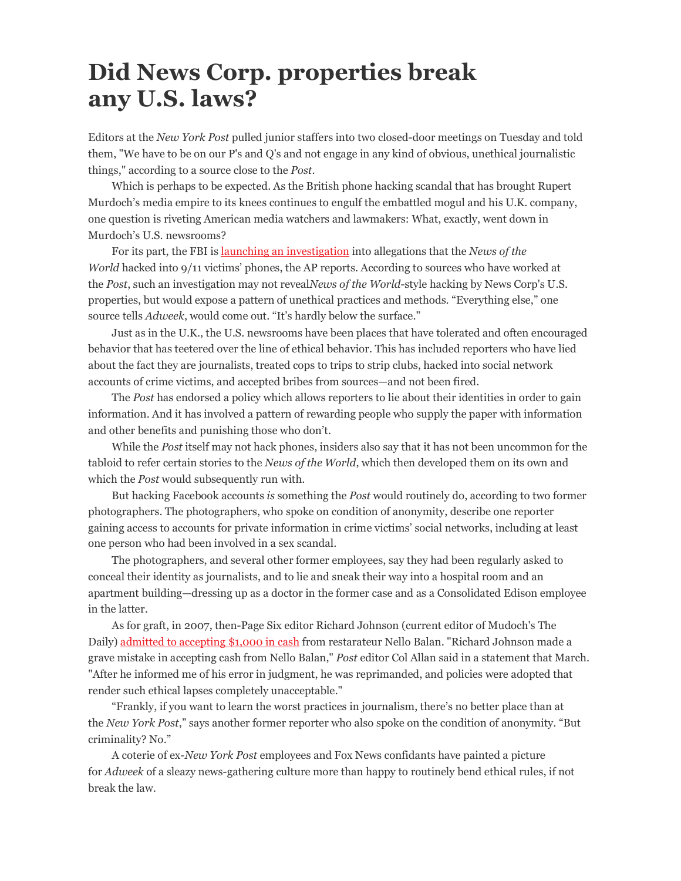# Did News Corp. properties break any U.S. laws?

Editors at the *New York Post* pulled junior staffers into two closed-door meetings on Tuesday and told them, "We have to be on our P's and Q's and not engage in any kind of obvious, unethical journalistic things," according to a source close to the *Post*.

Which is perhaps to be expected. As the British phone hacking scandal that has brought Rupert Murdoch's media empire to its knees continues to engulf the embattled mogul and his U.K. company, one question is riveting American media watchers and lawmakers: What, exactly, went down in Murdoch's U.S. newsrooms?

For its part, the FBI is launching an investigation into allegations that the *News of the World* hacked into 9/11 victims' phones, the AP reports. According to sources who have worked at the *Post*, such an investigation may not reveal*News of the World*-style hacking by News Corp's U.S. properties, but would expose a pattern of unethical practices and methods. "Everything else," one source tells *Adweek*, would come out. "It's hardly below the surface."

Just as in the U.K., the U.S. newsrooms have been places that have tolerated and often encouraged behavior that has teetered over the line of ethical behavior. This has included reporters who have lied about the fact they are journalists, treated cops to trips to strip clubs, hacked into social network accounts of crime victims, and accepted bribes from sources—and not been fired.

The *Post* has endorsed a policy which allows reporters to lie about their identities in order to gain information. And it has involved a pattern of rewarding people who supply the paper with information and other benefits and punishing those who don't.

While the *Post* itself may not hack phones, insiders also say that it has not been uncommon for the tabloid to refer certain stories to the *News of the World*, which then developed them on its own and which the *Post* would subsequently run with.

But hacking Facebook accounts *is* something the *Post* would routinely do, according to two former photographers. The photographers, who spoke on condition of anonymity, describe one reporter gaining access to accounts for private information in crime victims' social networks, including at least one person who had been involved in a sex scandal.

The photographers, and several other former employees, say they had been regularly asked to conceal their identity as journalists, and to lie and sneak their way into a hospital room and an apartment building—dressing up as a doctor in the former case and as a Consolidated Edison employee in the latter.

As for graft, in 2007, then-Page Six editor Richard Johnson (current editor of Mudoch's The Daily) admitted to accepting $1,000 in cash from restarateur Nello Balan. "Richard Johnson made a grave mistake in accepting cash from Nello Balan," *Post* editor Col Allan said in a statement that March. "After he informed me of his error in judgment, he was reprimanded, and policies were adopted that render such ethical lapses completely unacceptable."

"Frankly, if you want to learn the worst practices in journalism, there's no better place than at the *New York Post*," says another former reporter who also spoke on the condition of anonymity. "But criminality? No."

A coterie of ex-*New York Post* employees and Fox News confidants have painted a picture for *Adweek* of a sleazy news-gathering culture more than happy to routinely bend ethical rules, if not break the law.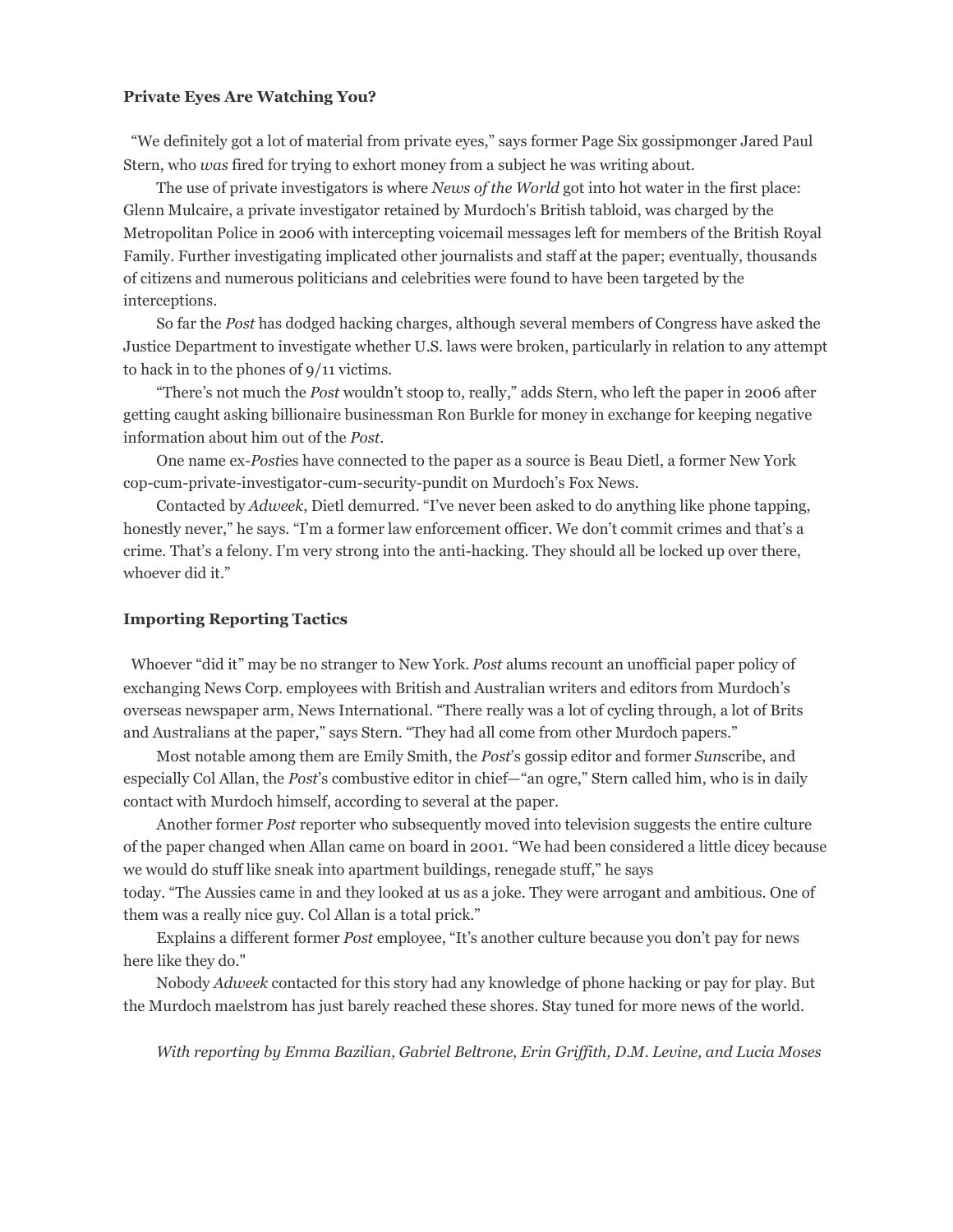**Private Eyes Are Watching You?**

"We definitely got a lot of material from private eyes," says former Page Six gossipmonger Jared Paul Stern, who *was* fired for trying to exhort money from a subject he was writing about.

The use of private investigators is where *News of the World* got into hot water in the first place: Glenn Mulcaire, a private investigator retained by Murdoch's British tabloid, was charged by the Metropolitan Police in 2006 with intercepting voicemail messages left for members of the British Royal Family. Further investigating implicated other journalists and staff at the paper; eventually, thousands of citizens and numerous politicians and celebrities were found to have been targeted by the interceptions.

So far the *Post* has dodged hacking charges, although several members of Congress have asked the Justice Department to investigate whether U.S. laws were broken, particularly in relation to any attempt to hack in to the phones of 9/11 victims.

"There's not much the *Post* wouldn't stoop to, really," adds Stern, who left the paper in 2006 after getting caught asking billionaire businessman Ron Burkle for money in exchange for keeping negative information about him out of the *Post*.

One name ex-*Post*ies have connected to the paper as a source is Beau Dietl, a former New York cop-cum-private-investigator-cum-security-pundit on Murdoch's Fox News.

Contacted by *Adweek*, Dietl demurred. "I've never been asked to do anything like phone tapping, honestly never," he says. "I'm a former law enforcement officer. We don't commit crimes and that's a crime. That's a felony. I'm very strong into the anti-hacking. They should all be locked up over there, whoever did it."

**Importing Reporting Tactics**

Whoever "did it" may be no stranger to New York. *Post* alums recount an unofficial paper policy of exchanging News Corp. employees with British and Australian writers and editors from Murdoch's overseas newspaper arm, News International. "There really was a lot of cycling through, a lot of Brits and Australians at the paper," says Stern. "They had all come from other Murdoch papers."

Most notable among them are Emily Smith, the *Post*'s gossip editor and former *Sun*scribe, and especially Col Allan, the *Post*'s combustive editor in chief—"an ogre," Stern called him, who is in daily contact with Murdoch himself, according to several at the paper.

Another former *Post* reporter who subsequently moved into television suggests the entire culture of the paper changed when Allan came on board in 2001. "We had been considered a little dicey because we would do stuff like sneak into apartment buildings, renegade stuff," he says today. "The Aussies came in and they looked at us as a joke. They were arrogant and ambitious. One of them was a really nice guy. Col Allan is a total prick."

Explains a different former *Post* employee, "It's another culture because you don't pay for news here like they do."

Nobody *Adweek* contacted for this story had any knowledge of phone hacking or pay for play. But the Murdoch maelstrom has just barely reached these shores. Stay tuned for more news of the world.

*With reporting by Emma Bazilian, Gabriel Beltrone, Erin Griffith, D.M. Levine, and Lucia Moses*